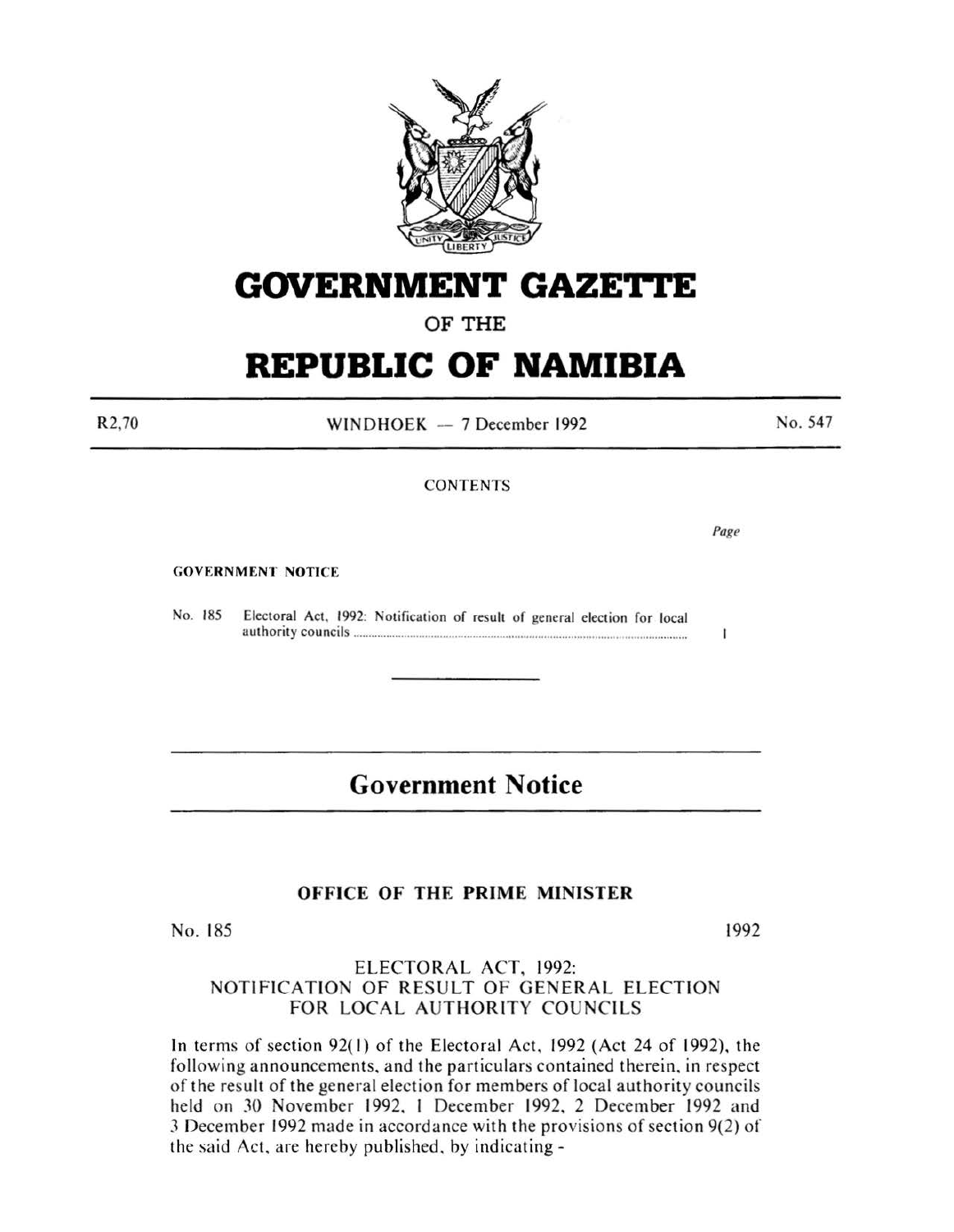# GOVERNMENT GAZETTE

## OF THE

# REPUBLIC OF NAMIBIA

R2,70 | WINDHOEK — 7 December 1992 | No. 547

CONTENTS

| | | Page |
|---|---|---|
| **GOVERNMENT NOTICE** | | |
| No. 185 | Electoral Act, 1992: Notification of result of general election for local authority councils | 1 |

# Government Notice

## OFFICE OF THE PRIME MINISTER

No. 185 1992

### ELECTORAL ACT, 1992: NOTIFICATION OF RESULT OF GENERAL ELECTION FOR LOCAL AUTHORITY COUNCILS

In terms of section 92(1) of the Electoral Act, 1992 (Act 24 of 1992), the following announcements, and the particulars contained therein, in respect of the result of the general election for members of local authority councils held on 30 November 1992, 1 December 1992, 2 December 1992 and 3 December 1992 made in accordance with the provisions of section 9(2) of the said Act, are hereby published, by indicating -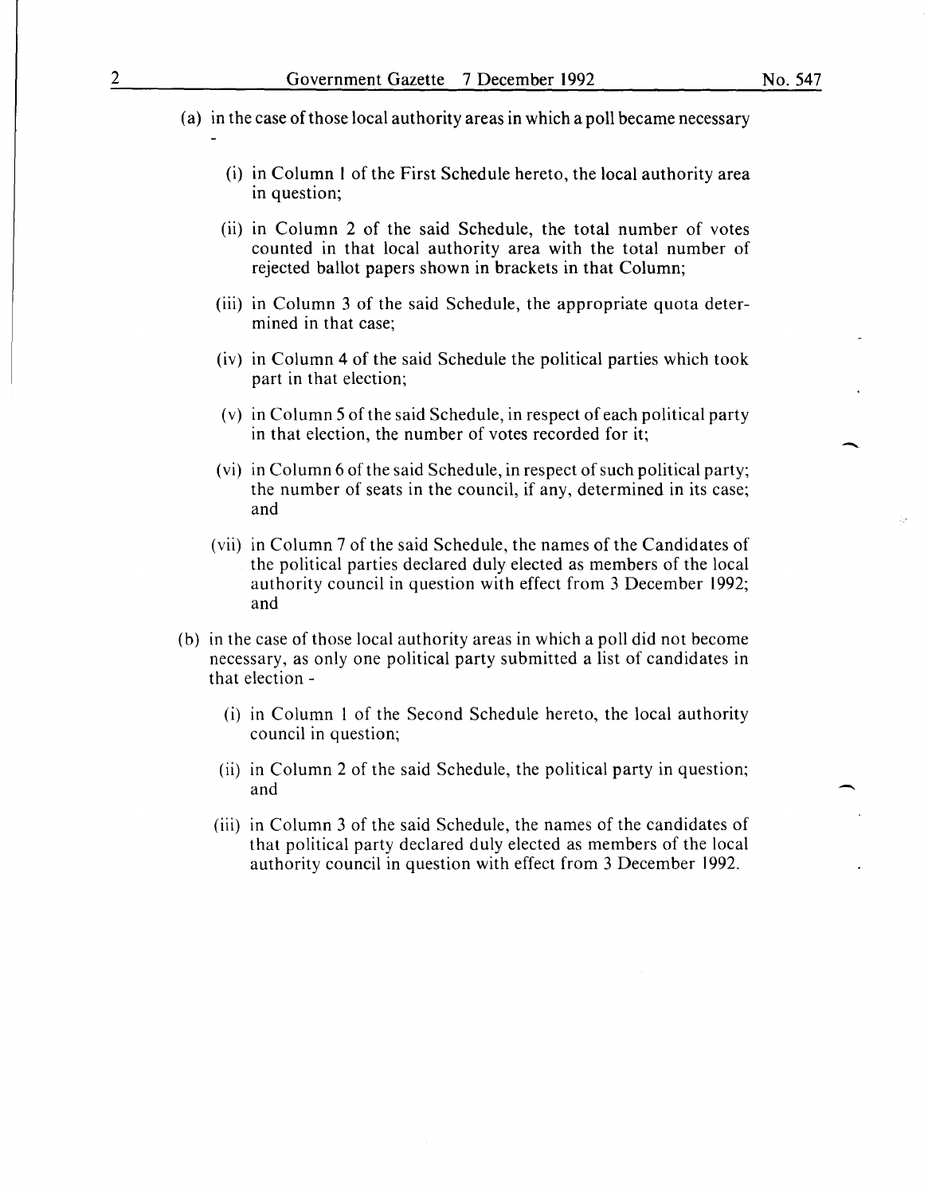(a) in the case of those local authority areas in which a poll became necessary -

(i) in Column 1 of the First Schedule hereto, the local authority area in question;

(ii) in Column 2 of the said Schedule, the total number of votes counted in that local authority area with the total number of rejected ballot papers shown in brackets in that Column;

(iii) in Column 3 of the said Schedule, the appropriate quota determined in that case;

(iv) in Column 4 of the said Schedule the political parties which took part in that election;

(v) in Column 5 of the said Schedule, in respect of each political party in that election, the number of votes recorded for it;

(vi) in Column 6 of the said Schedule, in respect of such political party; the number of seats in the council, if any, determined in its case; and

(vii) in Column 7 of the said Schedule, the names of the Candidates of the political parties declared duly elected as members of the local authority council in question with effect from 3 December 1992; and

(b) in the case of those local authority areas in which a poll did not become necessary, as only one political party submitted a list of candidates in that election -

(i) in Column 1 of the Second Schedule hereto, the local authority council in question;

(ii) in Column 2 of the said Schedule, the political party in question; and

(iii) in Column 3 of the said Schedule, the names of the candidates of that political party declared duly elected as members of the local authority council in question with effect from 3 December 1992.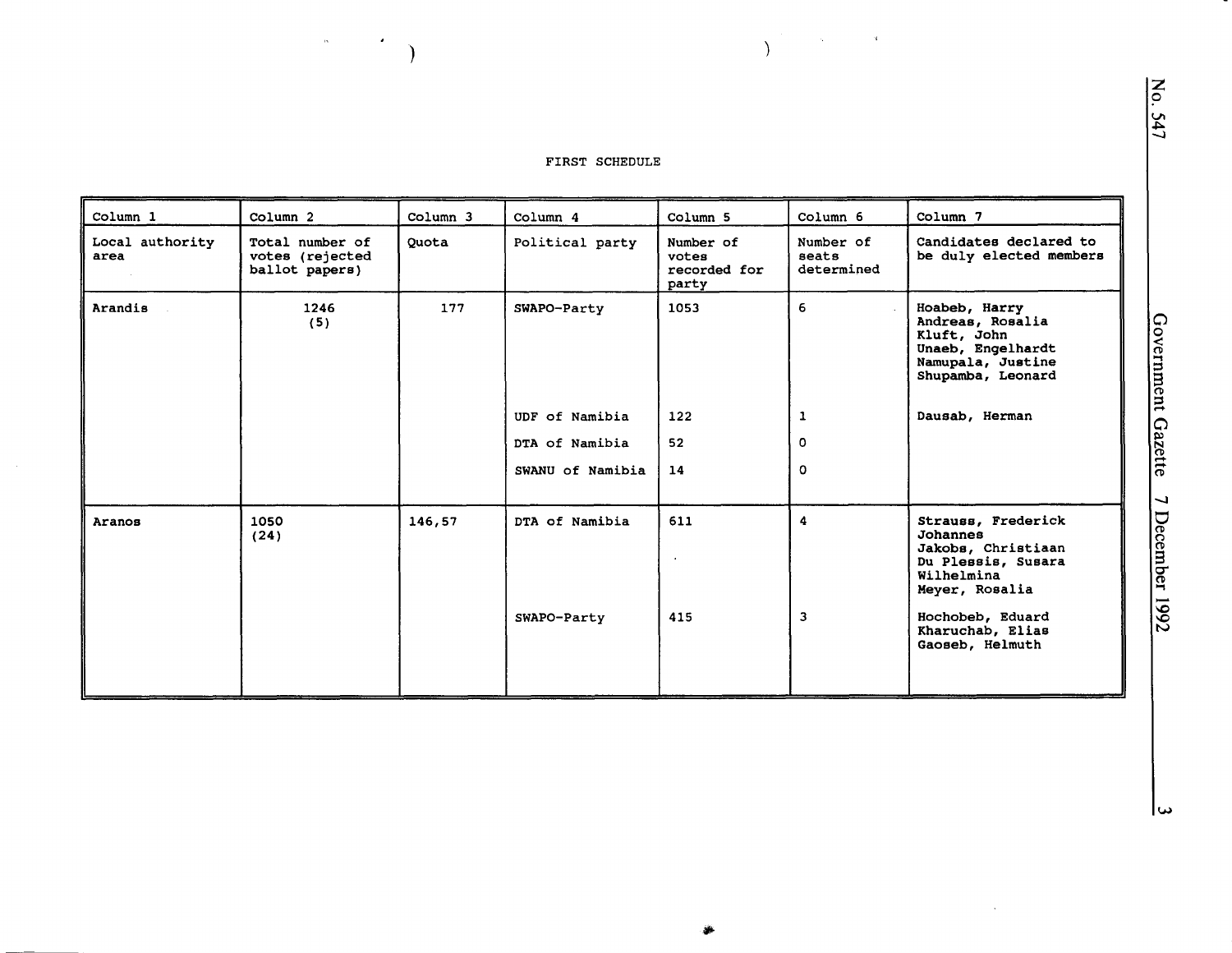FIRST SCHEDULE

| Column 1 | Column 2 | Column 3 | Column 4 | Column 5 | Column 6 | Column 7 |
|---|---|---|---|---|---|---|
| Local authority area | Total number of votes (rejected ballot papers) | Quota | Political party | Number of votes recorded for party | Number of seats determined | Candidates declared to be duly elected members |
| Arandis | 1246 (5) | 177 | SWAPO-Party | 1053 | 6 | Hoabeb, Harry<br>Andreas, Rosalia<br>Kluft, John<br>Unaeb, Engelhardt<br>Namupala, Justine<br>Shupamba, Leonard |
| | | | UDF of Namibia | 122 | 1 | Dausab, Herman |
| | | | DTA of Namibia | 52 | 0 | |
| | | | SWANU of Namibia | 14 | 0 | |
| Aranos | 1050 (24) | 146,57 | DTA of Namibia | 611 | 4 | Strauss, Frederick Johannes<br>Jakobs, Christiaan<br>Du Plessis, Susara Wilhelmina<br>Meyer, Rosalia |
| | | | SWAPO-Party | 415 | 3 | Hochobeb, Eduard<br>Kharuchab, Elias<br>Gaoseb, Helmuth |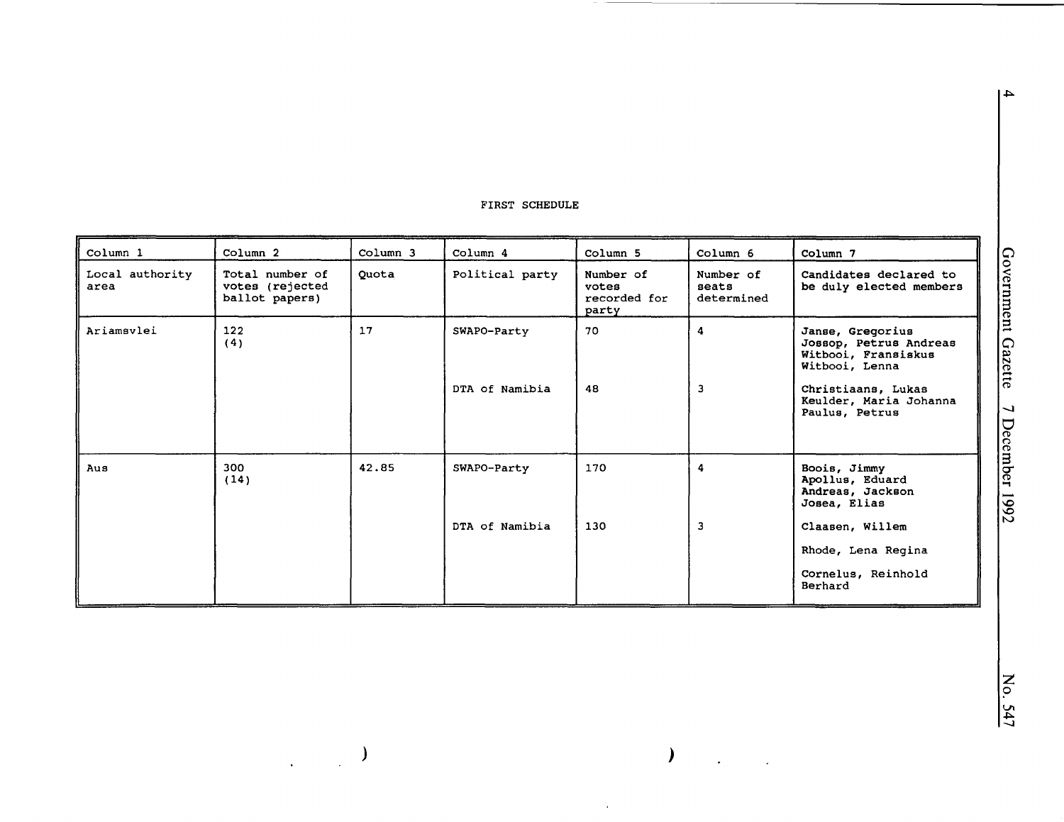FIRST SCHEDULE

| Column 1 | Column 2 | Column 3 | Column 4 | Column 5 | Column 6 | Column 7 |
|---|---|---|---|---|---|---|
| Local authority area | Total number of votes (rejected ballot papers) | Quota | Political party | Number of votes recorded for party | Number of seats determined | Candidates declared to be duly elected members |
| Ariamsvlei | 122 (4) | 17 | SWAPO-Party | 70 | 4 | Janse, Gregorius<br>Jossop, Petrus Andreas<br>Witbooi, Fransiskus<br>Witbooi, Lenna |
| | | | DTA of Namibia | 48 | 3 | Christiaans, Lukas<br>Keulder, Maria Johanna<br>Paulus, Petrus |
| Aus | 300 (14) | 42.85 | SWAPO-Party | 170 | 4 | Boois, Jimmy<br>Apollus, Eduard<br>Andreas, Jackson<br>Josea, Elias |
| | | | DTA of Namibia | 130 | 3 | Claasen, Willem<br>Rhode, Lena Regina<br>Cornelus, Reinhold Berhard |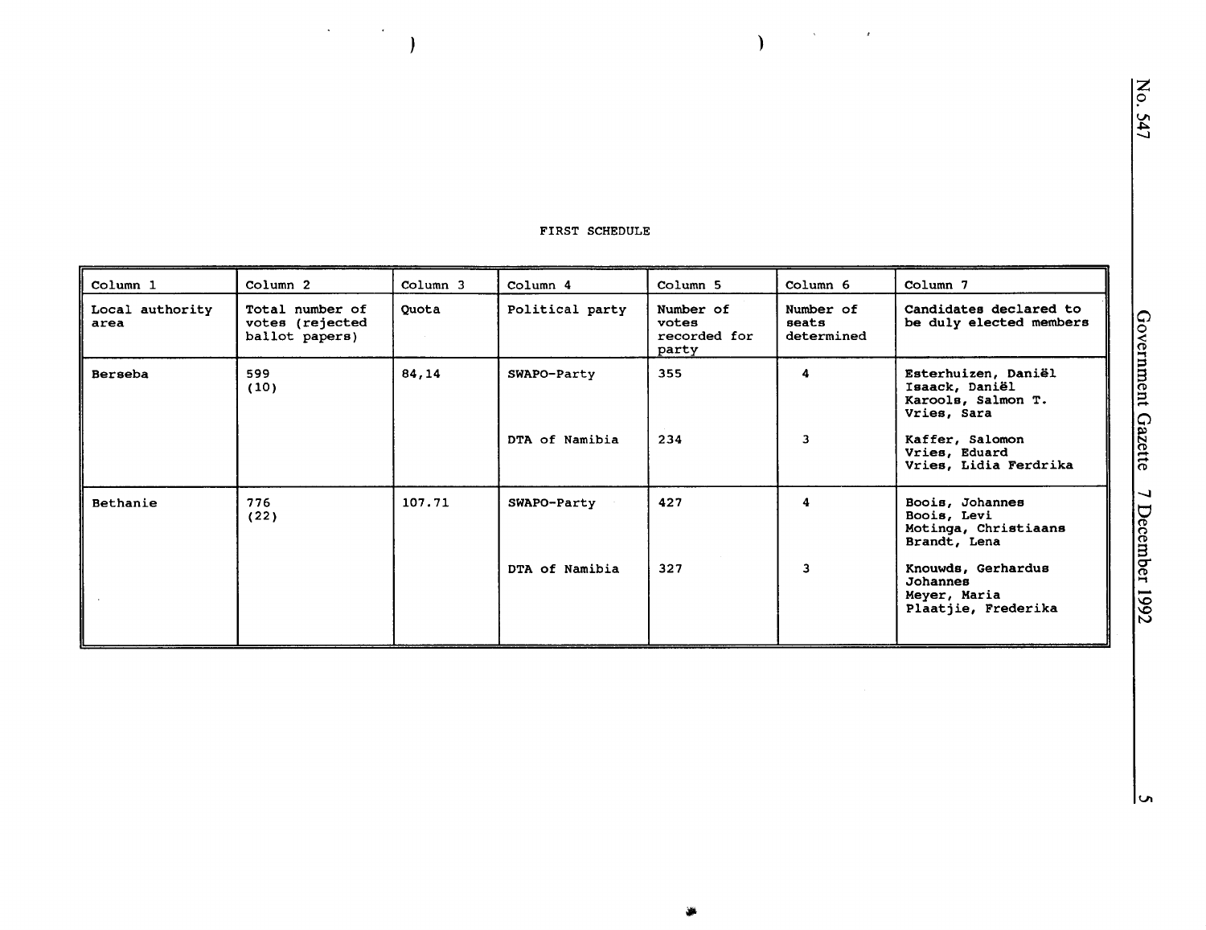FIRST SCHEDULE

| Column 1 | Column 2 | Column 3 | Column 4 | Column 5 | Column 6 | Column 7 |
|---|---|---|---|---|---|---|
| Local authority area | Total number of votes (rejected ballot papers) | Quota | Political party | Number of votes recorded for party | Number of seats determined | Candidates declared to be duly elected members |
| Berseba | 599 (10) | 84,14 | SWAPO-Party | 355 | 4 | Esterhuizen, Daniël<br>Isaack, Daniël<br>Karools, Salmon T.<br>Vries, Sara |
| | | | DTA of Namibia | 234 | 3 | Kaffer, Salomon<br>Vries, Eduard<br>Vries, Lidia Ferdrika |
| Bethanie | 776 (22) | 107.71 | SWAPO-Party | 427 | 4 | Boois, Johannes<br>Boois, Levi<br>Motinga, Christiaans<br>Brandt, Lena |
| | | | DTA of Namibia | 327 | 3 | Knouwds, Gerhardus Johannes<br>Meyer, Maria<br>Plaatjie, Frederika |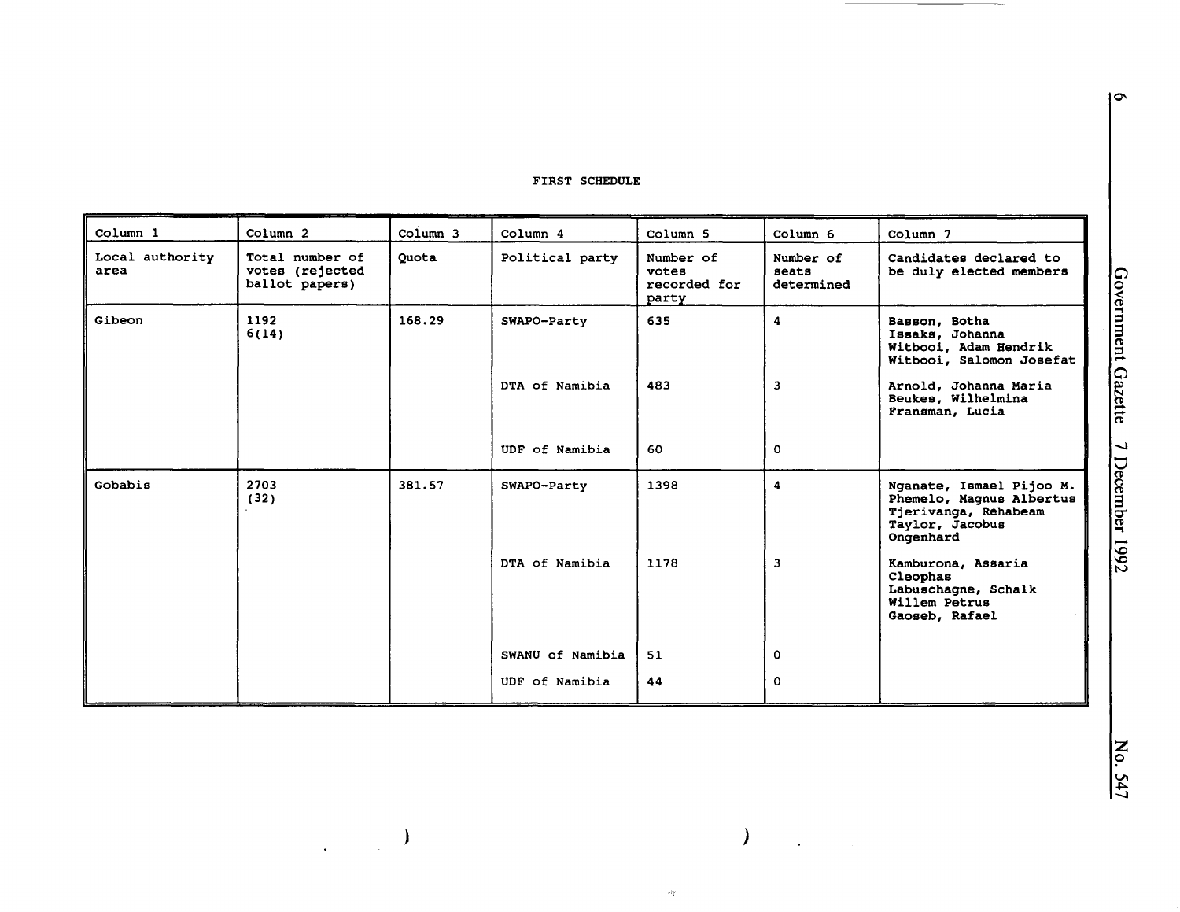FIRST SCHEDULE

| Column 1 | Column 2 | Column 3 | Column 4 | Column 5 | Column 6 | Column 7 |
|---|---|---|---|---|---|---|
| Local authority area | Total number of votes (rejected ballot papers) | Quota | Political party | Number of votes recorded for party | Number of seats determined | Candidates declared to be duly elected members |
| Gibeon | 1192 6(14) | 168.29 | SWAPO-Party | 635 | 4 | Basson, Botha<br>Issaks, Johanna<br>Witbooi, Adam Hendrik<br>Witbooi, Salomon Josefat |
| | | | DTA of Namibia | 483 | 3 | Arnold, Johanna Maria<br>Beukes, Wilhelmina<br>Fransman, Lucia |
| | | | UDF of Namibia | 60 | 0 | |
| Gobabis | 2703 (32) | 381.57 | SWAPO-Party | 1398 | 4 | Nganate, Ismael Pijoo M.<br>Phemelo, Magnus Albertus<br>Tjerivanga, Rehabeam<br>Taylor, Jacobus Ongenhard |
| | | | DTA of Namibia | 1178 | 3 | Kamburona, Assaria Cleophas<br>Labuschagne, Schalk Willem Petrus<br>Gaoseb, Rafael |
| | | | SWANU of Namibia | 51 | 0 | |
| | | | UDF of Namibia | 44 | 0 | |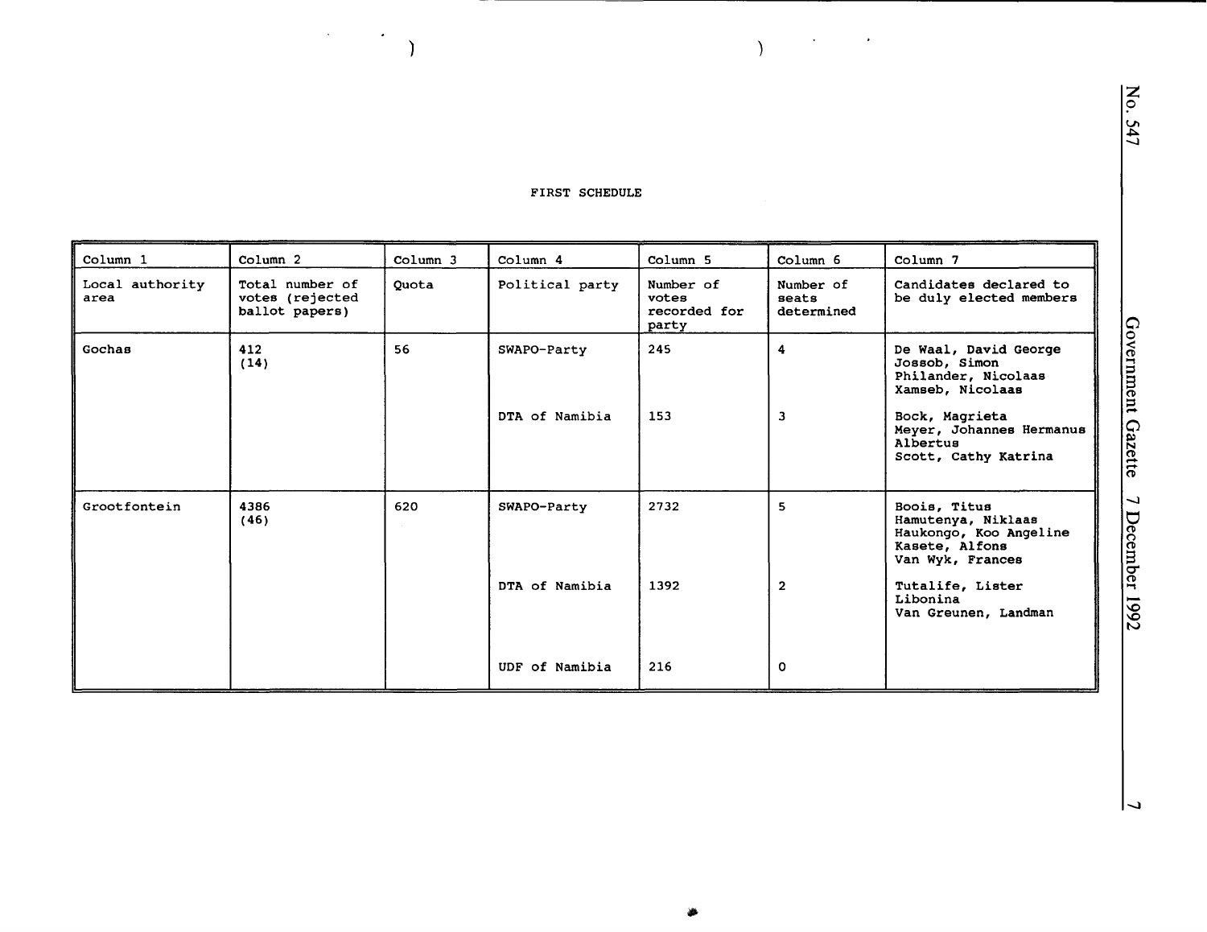FIRST SCHEDULE

| Column 1 | Column 2 | Column 3 | Column 4 | Column 5 | Column 6 | Column 7 |
|---|---|---|---|---|---|---|
| Local authority area | Total number of votes (rejected ballot papers) | Quota | Political party | Number of votes recorded for party | Number of seats determined | Candidates declared to be duly elected members |
| Gochas | 412 (14) | 56 | SWAPO-Party | 245 | 4 | De Waal, David George<br>Jossob, Simon<br>Philander, Nicolaas<br>Xamseb, Nicolaas |
| | | | DTA of Namibia | 153 | 3 | Bock, Magrieta<br>Meyer, Johannes Hermanus Albertus<br>Scott, Cathy Katrina |
| Grootfontein | 4386 (46) | 620 | SWAPO-Party | 2732 | 5 | Roois, Titus<br>Hamutenya, Niklaas<br>Haukongo, Koo Angeline<br>Kasete, Alfons<br>Van Wyk, Frances |
| | | | DTA of Namibia | 1392 | 2 | Tutalife, Lister Libonina<br>Van Greunen, Landman |
| | | | UDF of Namibia | 216 | 0 | |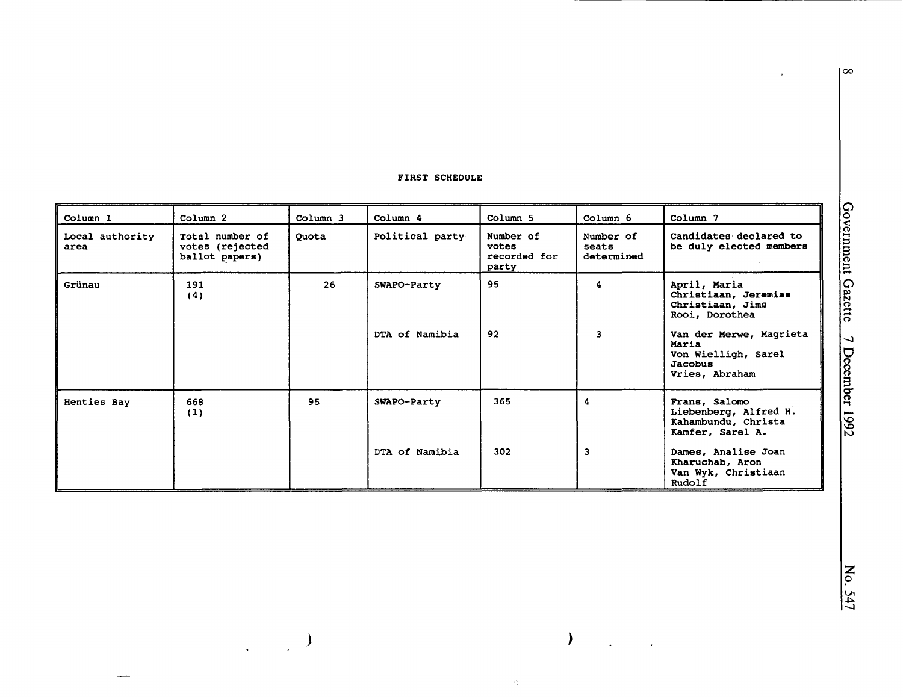FIRST SCHEDULE

| Column 1 | Column 2 | Column 3 | Column 4 | Column 5 | Column 6 | Column 7 |
|---|---|---|---|---|---|---|
| Local authority area | Total number of votes (rejected ballot papers) | Quota | Political party | Number of votes recorded for party | Number of seats determined | Candidates declared to be duly elected members |
| Grünau | 191 (4) | 26 | SWAPO-Party | 95 | 4 | April, Maria<br>Christiaan, Jeremias<br>Christiaan, Jims<br>Rooi, Dorothea |
| | | | DTA of Namibia | 92 | 3 | Van der Merwe, Magrieta Maria<br>Von Wielligh, Sarel Jacobus<br>Vries, Abraham |
| Henties Bay | 668 (1) | 95 | SWAPO-Party | 365 | 4 | Frans, Salomo<br>Liebenberg, Alfred H.<br>Kahambundu, Christa<br>Kamfer, Sarel A. |
| | | | DTA of Namibia | 302 | 3 | Dames, Analise Joan<br>Kharuchab, Aron<br>Van Wyk, Christiaan Rudolf |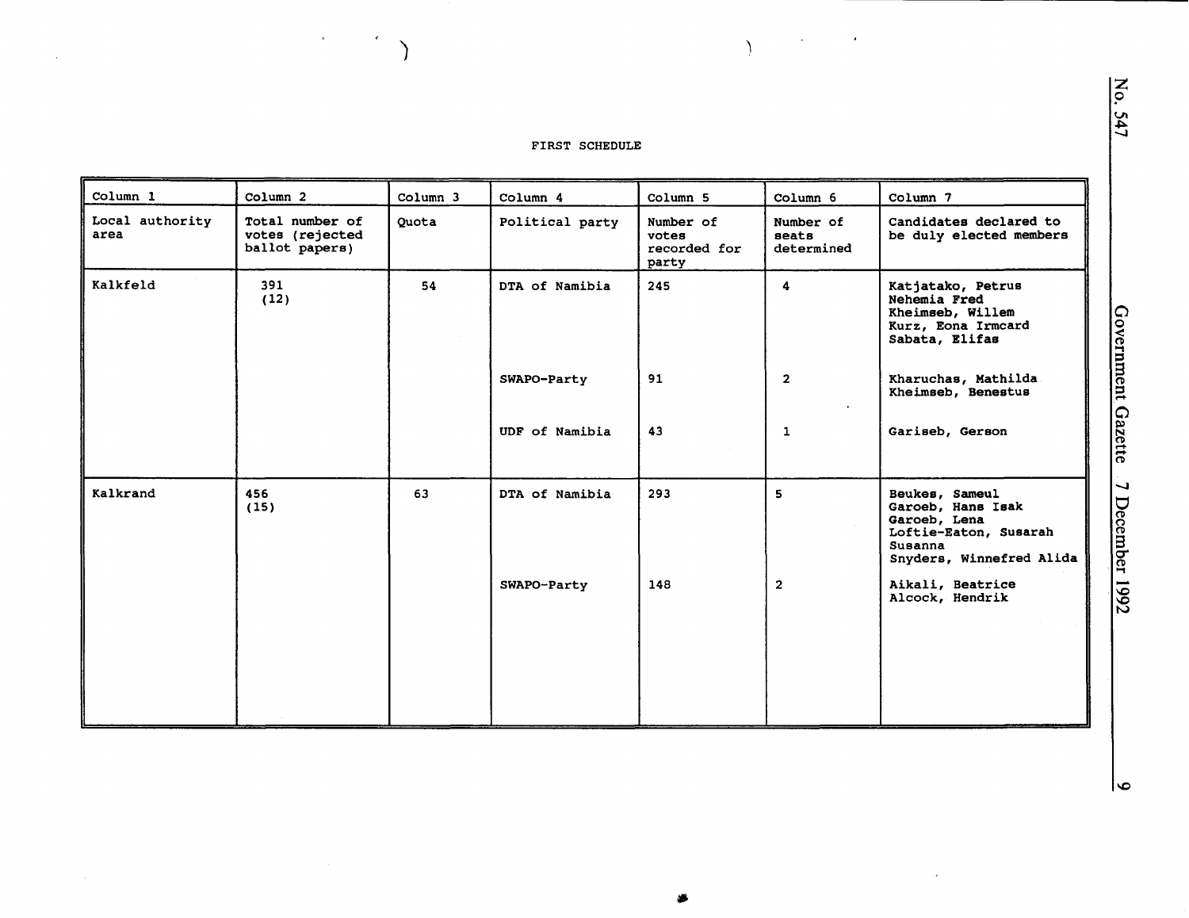FIRST SCHEDULE

| Column 1 | Column 2 | Column 3 | Column 4 | Column 5 | Column 6 | Column 7 |
|---|---|---|---|---|---|---|
| Local authority area | Total number of votes (rejected ballot papers) | Quota | Political party | Number of votes recorded for party | Number of seats determined | Candidates declared to be duly elected members |
| Kalkfeld | 391 (12) | 54 | DTA of Namibia | 245 | 4 | Katjatako, Petrus Nehemia Fred<br>Kheimseb, Willem<br>Kurz, Eona Irmcard<br>Sabata, Elifas |
| | | | SWAPO-Party | 91 | 2 | Kharuchas, Mathilda<br>Kheimseb, Benestus |
| | | | UDF of Namibia | 43 | 1 | Gariseb, Gerson |
| Kalkrand | 456 (15) | 63 | DTA of Namibia | 293 | 5 | Beukes, Sameul<br>Garoeb, Hans Isak<br>Garoeb, Lena<br>Loftie-Eaton, Susarah Susanna<br>Snyders, Winnefred Alida |
| | | | SWAPO-Party | 148 | 2 | Aikali, Beatrice<br>Alcock, Hendrik |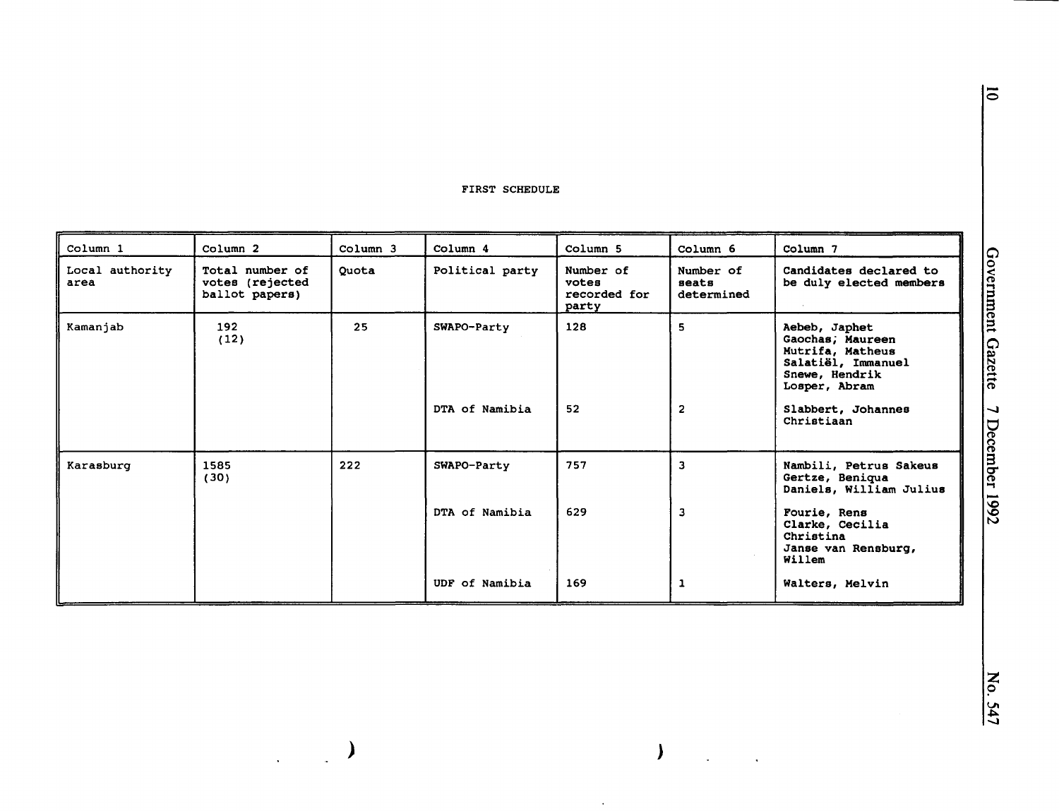FIRST SCHEDULE

| Column 1 | Column 2 | Column 3 | Column 4 | Column 5 | Column 6 | Column 7 |
|---|---|---|---|---|---|---|
| Local authority area | Total number of votes (rejected ballot papers) | Quota | Political party | Number of votes recorded for party | Number of seats determined | Candidates declared to be duly elected members |
| Kamanjab | 192 (12) | 25 | SWAPO-Party | 128 | 5 | Aebeb, Japhet<br>Gaochas, Maureen<br>Mutrifa, Matheus<br>Salatiël, Immanuel<br>Snewe, Hendrik<br>Losper, Abram |
| | | | DTA of Namibia | 52 | 2 | Slabbert, Johannes Christiaan |
| Karasburg | 1585 (30) | 222 | SWAPO-Party | 757 | 3 | Nambili, Petrus Sakeus<br>Gertze, Beniqua<br>Daniels, William Julius |
| | | | DTA of Namibia | 629 | 3 | Fourie, Rens<br>Clarke, Cecilia Christina<br>Janse van Rensburg, Willem |
| | | | UDF of Namibia | 169 | 1 | Walters, Melvin |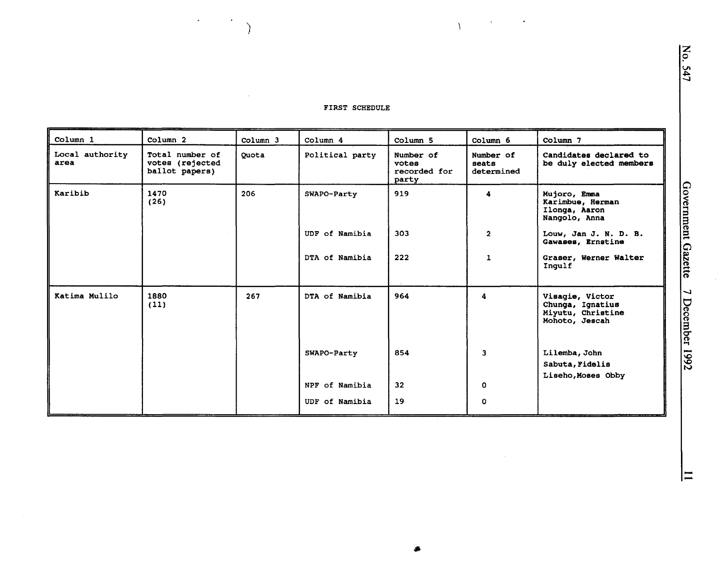FIRST SCHEDULE

| Column 1 | Column 2 | Column 3 | Column 4 | Column 5 | Column 6 | Column 7 |
|---|---|---|---|---|---|---|
| Local authority area | Total number of votes (rejected ballot papers) | Quota | Political party | Number of votes recorded for party | Number of seats determined | Candidates declared to be duly elected members |
| Karibib | 1470 (26) | 206 | SWAPO-Party | 919 | 4 | Mujoro, Emma<br>Karimbue, Herman<br>Ilonga, Aaron<br>Nangolo, Anna |
| | | | UDF of Namibia | 303 | 2 | Louw, Jan J. N. D. B.<br>Gawases, Ernstine |
| | | | DTA of Namibia | 222 | 1 | Graser, Werner Walter Ingulf |
| Katima Mulilo | 1880 (11) | 267 | DTA of Namibia | 964 | 4 | Visagie, Victor<br>Chunga, Ignatius<br>Miyutu, Christine<br>Mohoto, Jescah |
| | | | SWAPO-Party | 854 | 3 | Lilemba, John<br>Sabuta, Fidelis<br>Liseho, Moses Obby |
| | | | NPF of Namibia | 32 | 0 | |
| | | | UDF of Namibia | 19 | 0 | |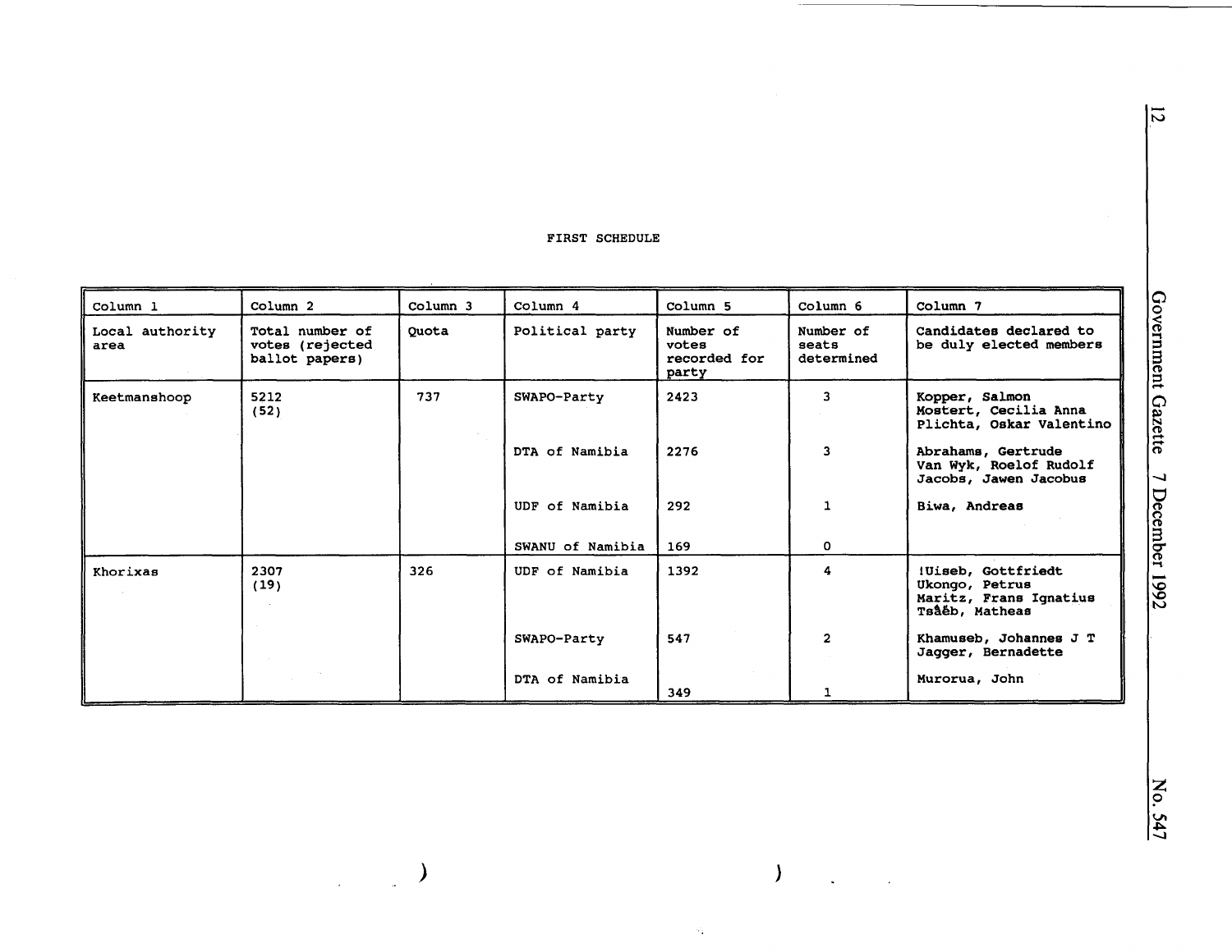FIRST SCHEDULE

| Column 1 | Column 2 | Column 3 | Column 4 | Column 5 | Column 6 | Column 7 |
|---|---|---|---|---|---|---|
| Local authority area | Total number of votes (rejected ballot papers) | Quota | Political party | Number of votes recorded for party | Number of seats determined | Candidates declared to be duly elected members |
| Keetmanshoop | 5212 (52) | 737 | SWAPO-Party | 2423 | 3 | Kopper, Salmon<br>Mostert, Cecilia Anna<br>Plichta, Oskar Valentino |
| | | | DTA of Namibia | 2276 | 3 | Abrahams, Gertrude<br>Van Wyk, Roelof Rudolf<br>Jacobs, Jawen Jacobus |
| | | | UDF of Namibia | 292 | 1 | Biwa, Andreas |
| | | | SWANU of Namibia | 169 | 0 | |
| Khorixas | 2307 (19) | 326 | UDF of Namibia | 1392 | 4 | !Uiseb, Gottfriedt<br>Ukongo, Petrus<br>Maritz, Frans Ignatius<br>Tsåêb, Matheas |
| | | | SWAPO-Party | 547 | 2 | Khamuseb, Johannes J T<br>Jagger, Bernadette |
| | | | DTA of Namibia | 349 | 1 | Murorua, John |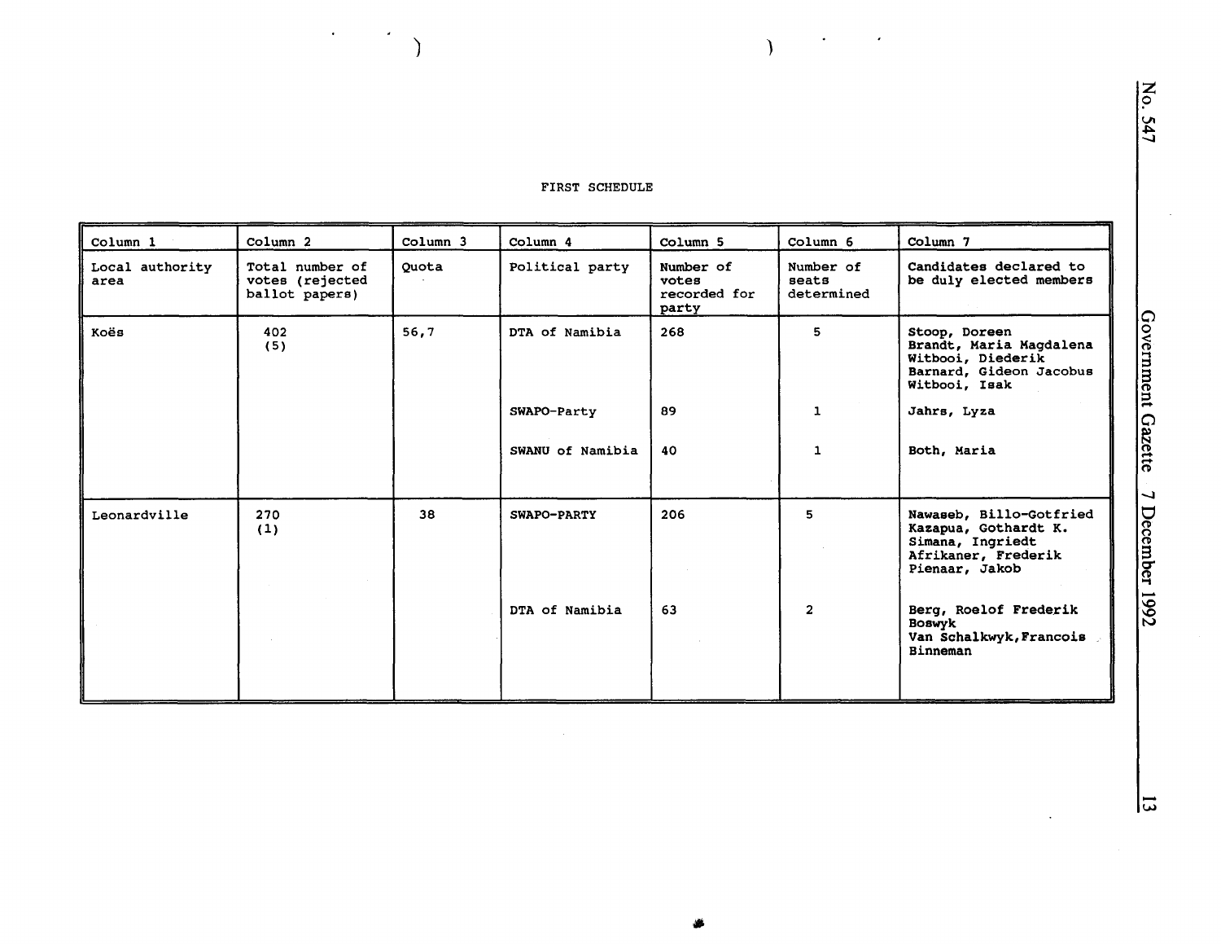FIRST SCHEDULE

| Column 1 | Column 2 | Column 3 | Column 4 | Column 5 | Column 6 | Column 7 |
|---|---|---|---|---|---|---|
| Local authority area | Total number of votes (rejected ballot papers) | Quota | Political party | Number of votes recorded for party | Number of seats determined | Candidates declared to be duly elected members |
| Koës | 402 (5) | 56,7 | DTA of Namibia | 268 | 5 | Stoop, Doreen<br>Brandt, Maria Magdalena<br>Witbooi, Diederik<br>Barnard, Gideon Jacobus<br>Witbooi, Isak |
| | | | SWAPO-Party | 89 | 1 | Jahrs, Lyza |
| | | | SWANU of Namibia | 40 | 1 | Both, Maria |
| Leonardville | 270 (1) | 38 | SWAPO-PARTY | 206 | 5 | Nawaseb, Billo-Gotfried<br>Kazapua, Gothardt K.<br>Simana, Ingriedt<br>Afrikaner, Frederik<br>Pienaar, Jakob |
| | | | DTA of Namibia | 63 | 2 | Berg, Roelof Frederik Boswyk<br>Van Schalkwyk, Francois Binneman |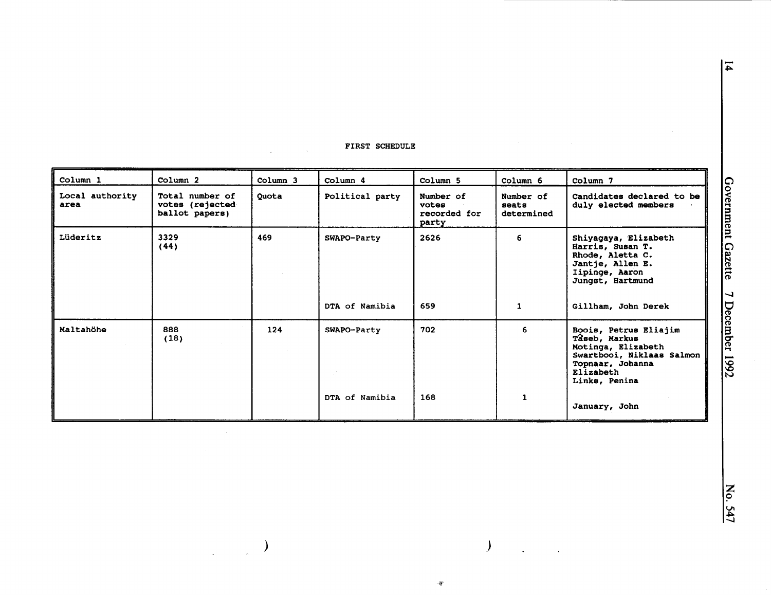FIRST SCHEDULE

| Column 1 | Column 2 | Column 3 | Column 4 | Column 5 | Column 6 | Column 7 |
|---|---|---|---|---|---|---|
| Local authority area | Total number of votes (rejected ballot papers) | Quota | Political party | Number of votes recorded for party | Number of seats determined | Candidates declared to be duly elected members |
| Lüderitz | 3329 (44) | 469 | SWAPO-Party | 2626 | 6 | Shiyagaya, Elizabeth<br>Harris, Susan T.<br>Rhode, Aletta C.<br>Jantje, Allen E.<br>Iipinge, Aaron<br>Jungst, Hartmund |
| | | | DTA of Namibia | 659 | 1 | Gillham, John Derek |
| Maltahöhe | 888 (18) | 124 | SWAPO-Party | 702 | 6 | Boois, Petrus Eliajim<br>Tâseb, Markus<br>Motinga, Elizabeth<br>Swartbooi, Niklaas Salmon<br>Topnaar, Johanna Elizabeth<br>Links, Penina |
| | | | DTA of Namibia | 168 | 1 | January, John |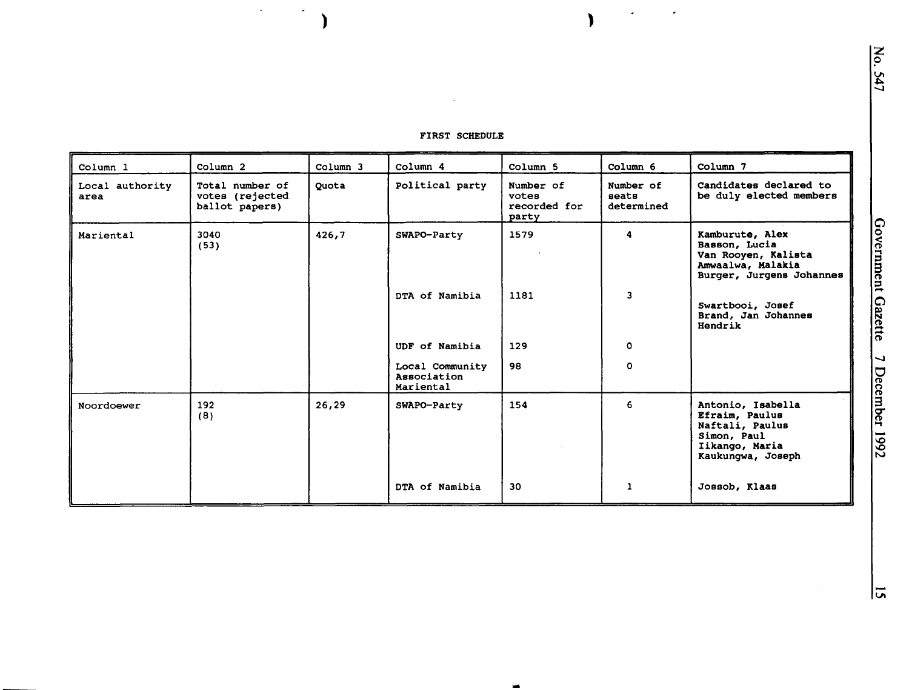FIRST SCHEDULE

| Column 1 | Column 2 | Column 3 | Column 4 | Column 5 | Column 6 | Column 7 |
|---|---|---|---|---|---|---|
| Local authority area | Total number of votes (rejected ballot papers) | Quota | Political party | Number of votes recorded for party | Number of seats determined | Candidates declared to be duly elected members |
| Mariental | 3040 (53) | 426,7 | SWAPO-Party | 1579 | 4 | Kamburute, Alex<br>Basson, Lucia<br>Van Rooyen, Kalista<br>Amwaalwa, Malakia<br>Burger, Jurgens Johannes |
| | | | DTA of Namibia | 1181 | 3 | Swartbooi, Josef<br>Brand, Jan Johannes Hendrik |
| | | | UDF of Namibia | 129 | 0 | |
| | | | Local Community Association Mariental | 98 | 0 | |
| Noordoewer | 192 (8) | 26,29 | SWAPO-Party | 154 | 6 | Antonio, Isabella<br>Efraim, Paulus<br>Naftali, Paulus<br>Simon, Paul<br>Iikango, Maria<br>Kaukungwa, Joseph |
| | | | DTA of Namibia | 30 | 1 | Jossob, Klaas |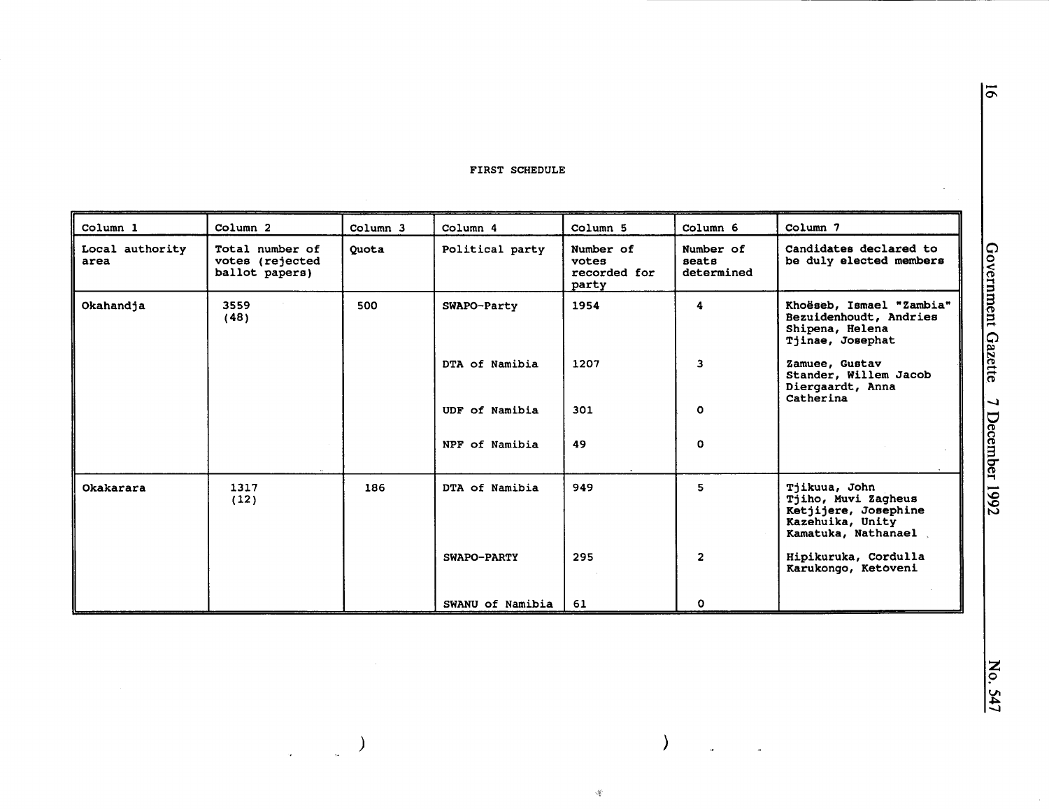FIRST SCHEDULE

| Column 1 | Column 2 | Column 3 | Column 4 | Column 5 | Column 6 | Column 7 |
|---|---|---|---|---|---|---|
| Local authority area | Total number of votes (rejected ballot papers) | Quota | Political party | Number of votes recorded for party | Number of seats determined | Candidates declared to be duly elected members |
| Okahandja | 3559 (48) | 500 | SWAPO-Party | 1954 | 4 | Khoëseb, Ismael "Zambia"<br>Bezuidenhoudt, Andries<br>Shipena, Helena<br>Tjinae, Josephat |
| | | | DTA of Namibia | 1207 | 3 | Zamuee, Gustav<br>Stander, Willem Jacob<br>Diergaardt, Anna Catherina |
| | | | UDF of Namibia | 301 | 0 | |
| | | | NPF of Namibia | 49 | 0 | |
| Okakarara | 1317 (12) | 186 | DTA of Namibia | 949 | 5 | Tjikuua, John<br>Tjiho, Muvi Zagheus<br>Ketjijere, Josephine<br>Kazehuika, Unity<br>Kamatuka, Nathanael |
| | | | SWAPO-PARTY | 295 | 2 | Hipikuruka, Cordulla<br>Karukongo, Ketoveni |
| | | | SWANU of Namibia | 61 | 0 | |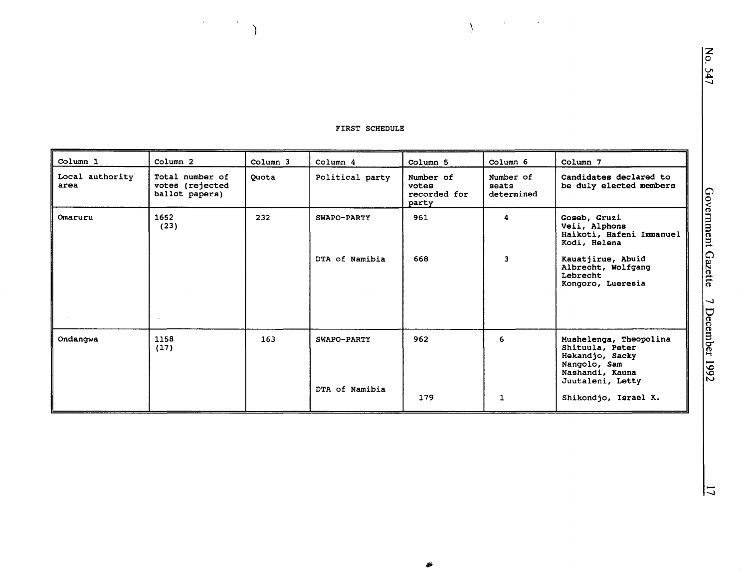FIRST SCHEDULE

| Column 1 | Column 2 | Column 3 | Column 4 | Column 5 | Column 6 | Column 7 |
|---|---|---|---|---|---|---|
| Local authority area | Total number of votes (rejected ballot papers) | Quota | Political party | Number of votes recorded for party | Number of seats determined | Candidates declared to be duly elected members |
| Omaruru | 1652 (23) | 232 | SWAPO-PARTY | 961 | 4 | Goseb, Gruzi<br>Veii, Alphons<br>Haikoti, Hafeni Immanuel<br>Kodi, Helena |
| | | | DTA of Namibia | 668 | 3 | Kauatjirue, Abuid<br>Albrecht, Wolfgang Lebrecht<br>Kongoro, Lueresia |
| Ondangwa | 1158 (17) | 163 | SWAPO-PARTY | 962 | 6 | Mushelenga, Theopolina<br>Shituula, Peter<br>Hekandjo, Sacky<br>Nangolo, Sam<br>Nashandi, Kauna<br>Juutaleni, Letty |
| | | | DTA of Namibia | 179 | 1 | Shikondjo, Israel K. |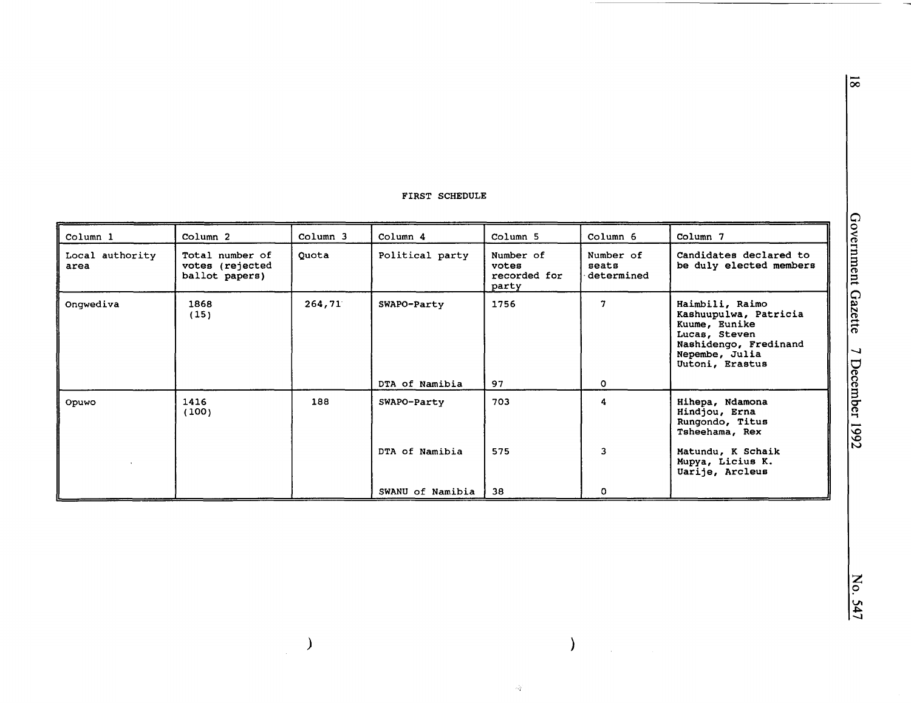## FIRST SCHEDULE

| Column 1 | Column 2 | Column 3 | Column 4 | Column 5 | Column 6 | Column 7 |
|---|---|---|---|---|---|---|
| Local authority area | Total number of votes (rejected ballot papers) | Quota | Political party | Number of votes recorded for party | Number of seats determined | Candidates declared to be duly elected members |
| Ongwediva | 1868 (15) | 264,71 | SWAPO-Party | 1756 | 7 | Haimbili, Raimo<br>Kashuupulwa, Patricia<br>Kuume, Eunike<br>Lucas, Steven<br>Nashidengo, Fredinand<br>Nepembe, Julia<br>Uutoni, Erastus |
| | | | DTA of Namibia | 97 | 0 | |
| Opuwo | 1416 (100) | 188 | SWAPO-Party | 703 | 4 | Hihepa, Ndamona<br>Hindjou, Erna<br>Rungondo, Titus<br>Tsheehama, Rex |
| | | | DTA of Namibia | 575 | 3 | Matundu, K Schaik<br>Mupya, Licius K.<br>Uarije, Arcleus |
| | | | SWANU of Namibia | 38 | 0 | |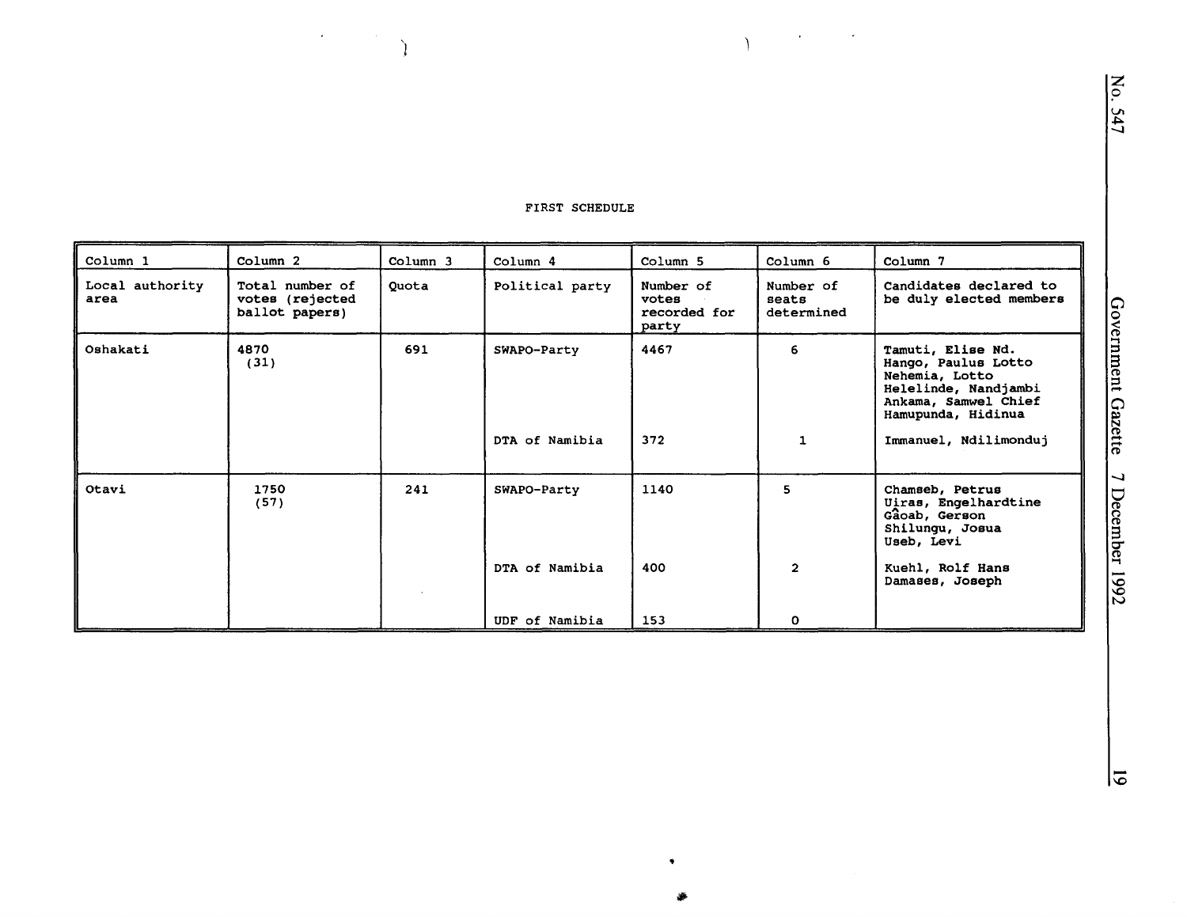FIRST SCHEDULE

| Column 1 | Column 2 | Column 3 | Column 4 | Column 5 | Column 6 | Column 7 |
|---|---|---|---|---|---|---|
| Local authority area | Total number of votes (rejected ballot papers) | Quota | Political party | Number of votes recorded for party | Number of seats determined | Candidates declared to be duly elected members |
| Oshakati | 4870 (31) | 691 | SWAPO-Party | 4467 | 6 | Tamuti, Elise Nd.<br>Hango, Paulus Lotto<br>Nehemia, Lotto<br>Helelinde, Nandjambi<br>Ankama, Samwel Chief<br>Hamupunda, Hidinua |
| | | | DTA of Namibia | 372 | 1 | Immanuel, Ndilimonduj |
| Otavi | 1750 (57) | 241 | SWAPO-Party | 1140 | 5 | Chamseb, Petrus<br>Uiras, Engelhardtine<br>Gâoab, Gerson<br>Shilungu, Josua<br>Useb, Levi |
| | | | DTA of Namibia | 400 | 2 | Kuehl, Rolf Hans<br>Damases, Joseph |
| | | | UDF of Namibia | 153 | 0 | |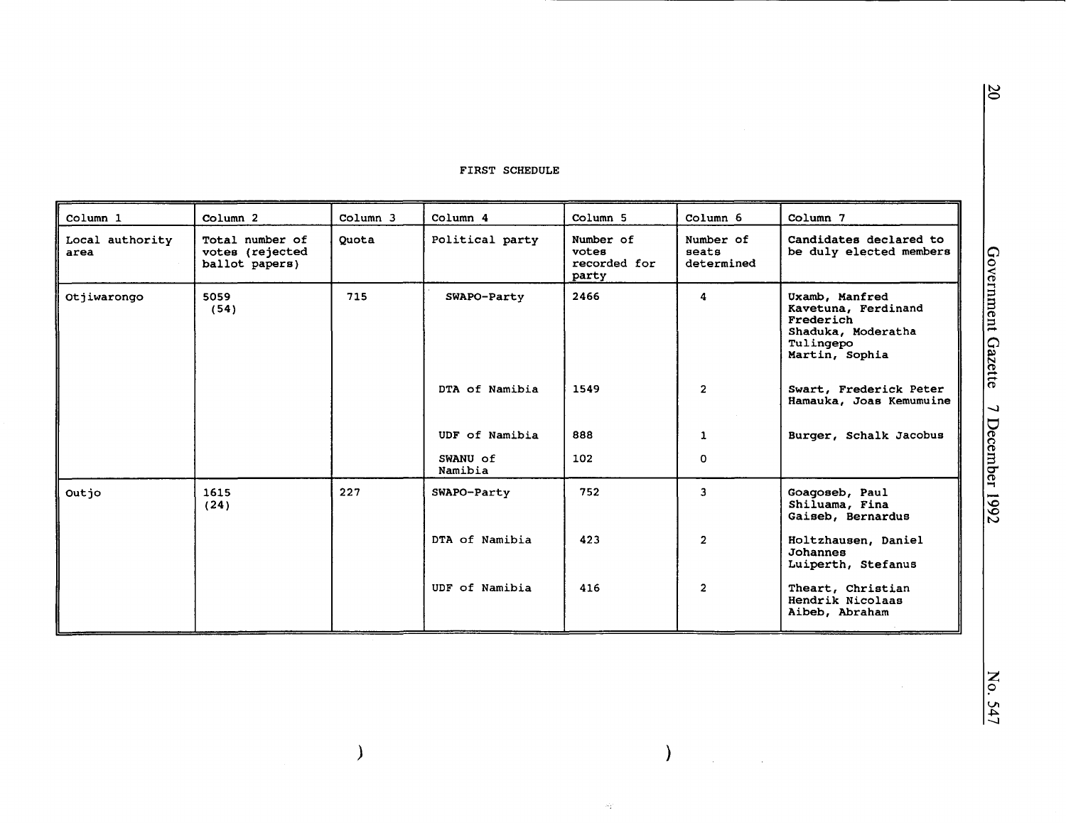FIRST SCHEDULE

| Column 1 | Column 2 | Column 3 | Column 4 | Column 5 | Column 6 | Column 7 |
|---|---|---|---|---|---|---|
| Local authority area | Total number of votes (rejected ballot papers) | Quota | Political party | Number of votes recorded for party | Number of seats determined | Candidates declared to be duly elected members |
| Otjiwarongo | 5059 (54) | 715 | SWAPO-Party | 2466 | 4 | Uxamb, Manfred<br>Kavetuna, Ferdinand Frederich<br>Shaduka, Moderatha Tulingepo<br>Martin, Sophia |
| | | | DTA of Namibia | 1549 | 2 | Swart, Frederick Peter<br>Hamauka, Joas Kemumuine |
| | | | UDF of Namibia | 888 | 1 | Burger, Schalk Jacobus |
| | | | SWANU of Namibia | 102 | 0 | |
| Outjo | 1615 (24) | 227 | SWAPO-Party | 752 | 3 | Goagoseb, Paul<br>Shiluama, Fina<br>Gaiseb, Bernardus |
| | | | DTA of Namibia | 423 | 2 | Holtzhausen, Daniel Johannes<br>Luiperth, Stefanus |
| | | | UDF of Namibia | 416 | 2 | Theart, Christian Hendrik Nicolaas<br>Aibeb, Abraham |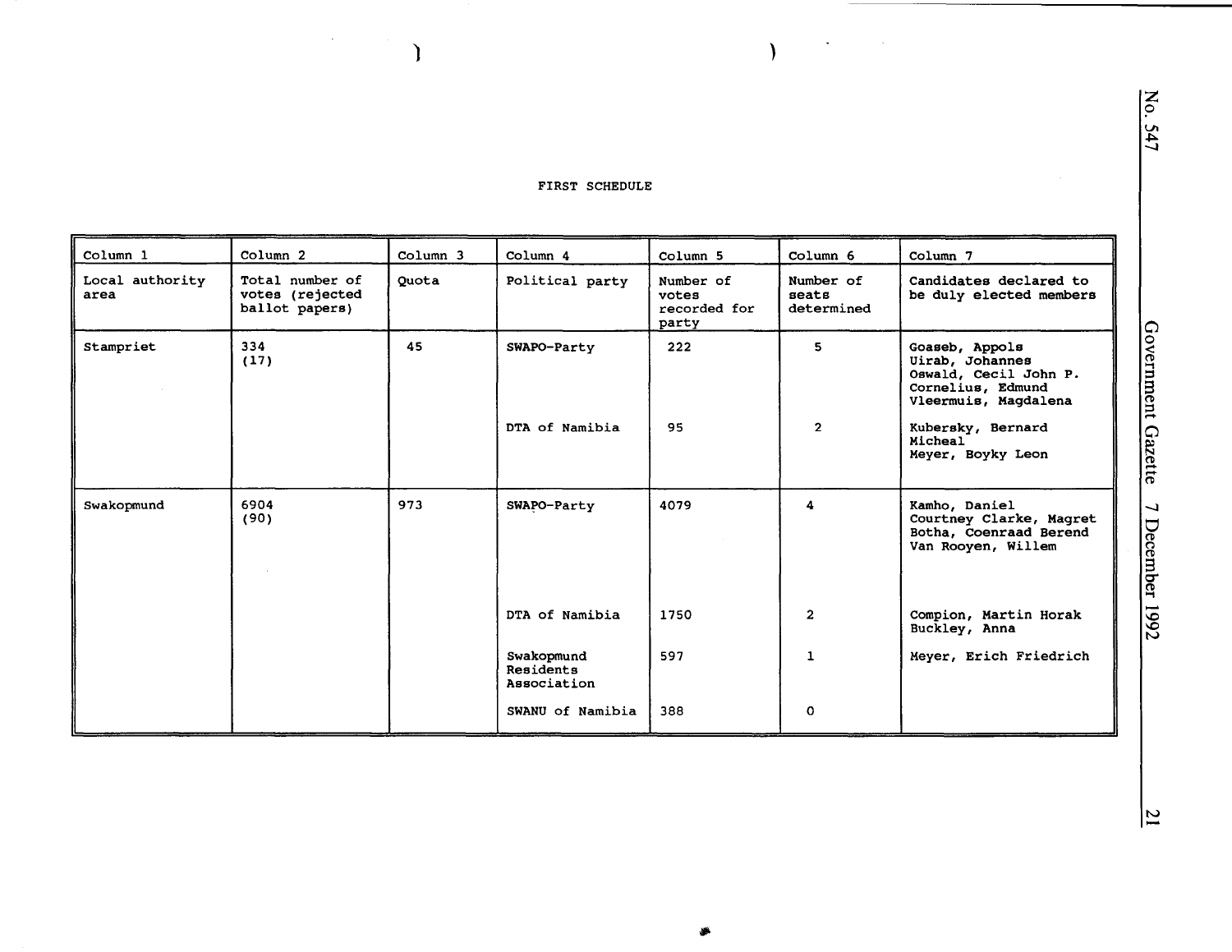FIRST SCHEDULE

| Column 1 | Column 2 | Column 3 | Column 4 | Column 5 | Column 6 | Column 7 |
|---|---|---|---|---|---|---|
| Local authority area | Total number of votes (rejected ballot papers) | Quota | Political party | Number of votes recorded for party | Number of seats determined | Candidates declared to be duly elected members |
| Stampriet | 334 (17) | 45 | SWAPO-Party | 222 | 5 | Goaseb, Appols<br>Uirab, Johannes<br>Oswald, Cecil John P.<br>Cornelius, Edmund<br>Vleermuis, Magdalena |
| | | | DTA of Namibia | 95 | 2 | Kubersky, Bernard Micheal<br>Meyer, Boyky Leon |
| Swakopmund | 6904 (90) | 973 | SWAPO-Party | 4079 | 4 | Kamho, Daniel<br>Courtney Clarke, Magret<br>Botha, Coenraad Berend<br>Van Rooyen, Willem |
| | | | DTA of Namibia | 1750 | 2 | Compion, Martin Horak<br>Buckley, Anna |
| | | | Swakopmund Residents Association | 597 | 1 | Meyer, Erich Friedrich |
| | | | SWANU of Namibia | 388 | 0 | |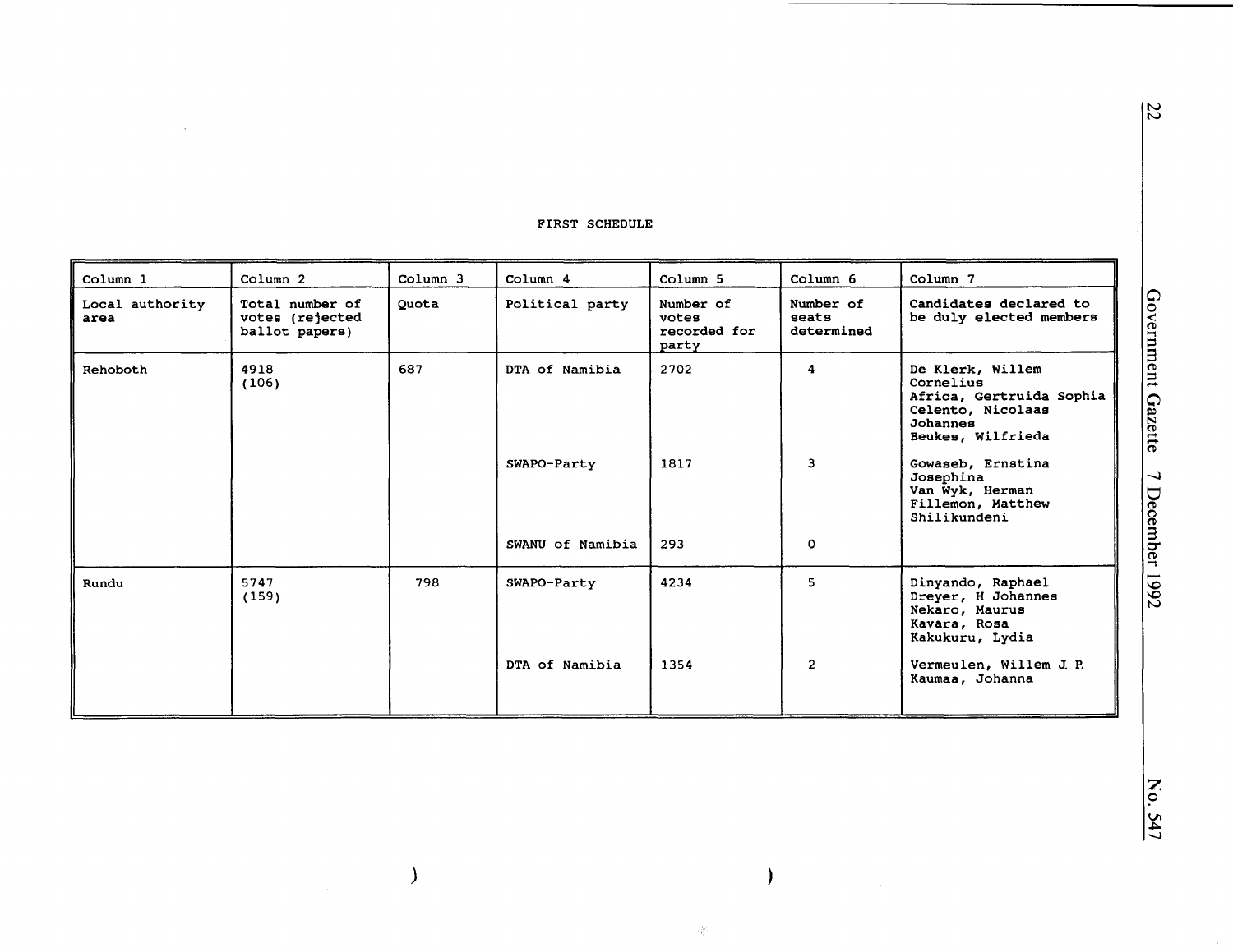FIRST SCHEDULE

| Column 1 | Column 2 | Column 3 | Column 4 | Column 5 | Column 6 | Column 7 |
|---|---|---|---|---|---|---|
| Local authority area | Total number of votes (rejected ballot papers) | Quota | Political party | Number of votes recorded for party | Number of seats determined | Candidates declared to be duly elected members |
| Rehoboth | 4918 (106) | 687 | DTA of Namibia | 2702 | 4 | De Klerk, Willem Cornelius<br>Africa, Gertruida Sophia<br>Celento, Nicolaas Johannes<br>Beukes, Wilfrieda |
| | | | SWAPO-Party | 1817 | 3 | Gowaseb, Ernstina Josephina<br>Van Wyk, Herman<br>Fillemon, Matthew Shilikundeni |
| | | | SWANU of Namibia | 293 | 0 | |
| Rundu | 5747 (159) | 798 | SWAPO-Party | 4234 | 5 | Dinyando, Raphael<br>Dreyer, H Johannes<br>Nekaro, Maurus<br>Kavara, Rosa<br>Kakukuru, Lydia |
| | | | DTA of Namibia | 1354 | 2 | Vermeulen, Willem J. P.<br>Kaumaa, Johanna |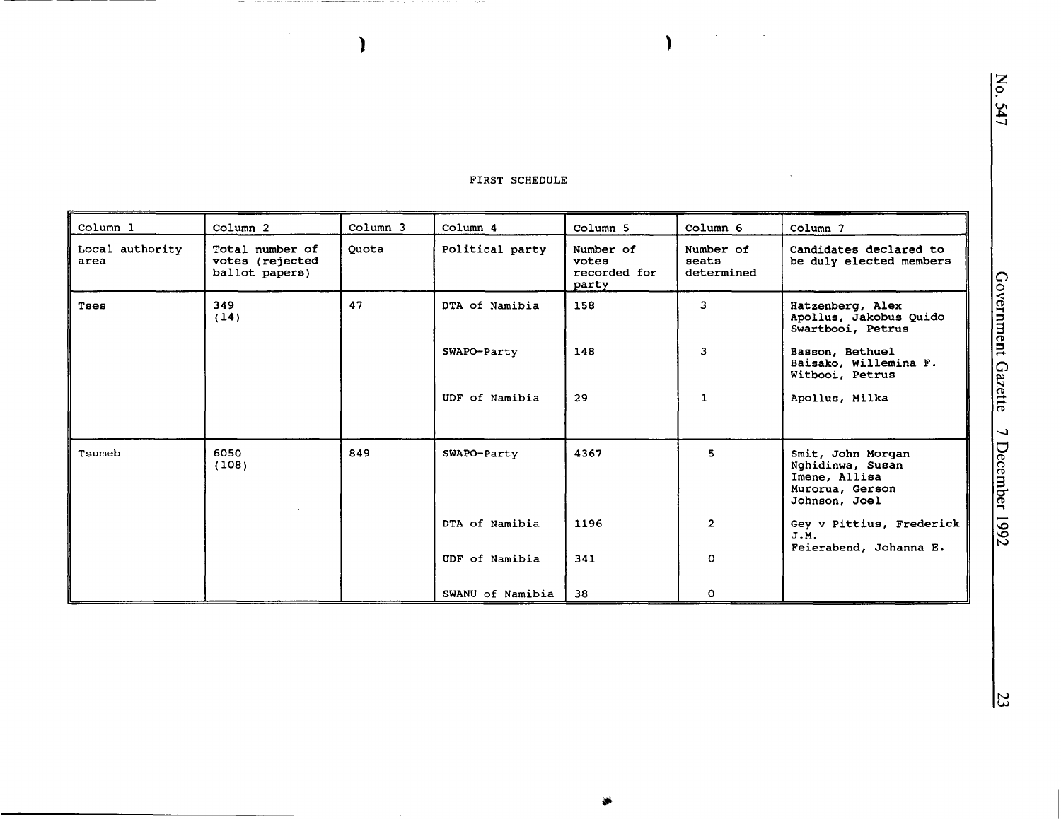FIRST SCHEDULE

| Column 1 | Column 2 | Column 3 | Column 4 | Column 5 | Column 6 | Column 7 |
|---|---|---|---|---|---|---|
| Local authority area | Total number of votes (rejected ballot papers) | Quota | Political party | Number of votes recorded for party | Number of seats determined | Candidates declared to be duly elected members |
| Tses | 349 (14) | 47 | DTA of Namibia | 158 | 3 | Hatzenberg, Alex<br>Apollus, Jakobus Quido<br>Swartbooi, Petrus |
| | | | SWAPO-Party | 148 | 3 | Basson, Bethuel<br>Baisako, Willemina F.<br>Witbooi, Petrus |
| | | | UDF of Namibia | 29 | 1 | Apollus, Milka |
| Tsumeb | 6050 (108) | 849 | SWAPO-Party | 4367 | 5 | Smit, John Morgan<br>Nghidinwa, Susan<br>Imene, Allisa<br>Murorua, Gerson<br>Johnson, Joel |
| | | | DTA of Namibia | 1196 | 2 | Gey v Pittius, Frederick J.M.<br>Feierabend, Johanna E. |
| | | | UDF of Namibia | 341 | 0 | |
| | | | SWANU of Namibia | 38 | 0 | |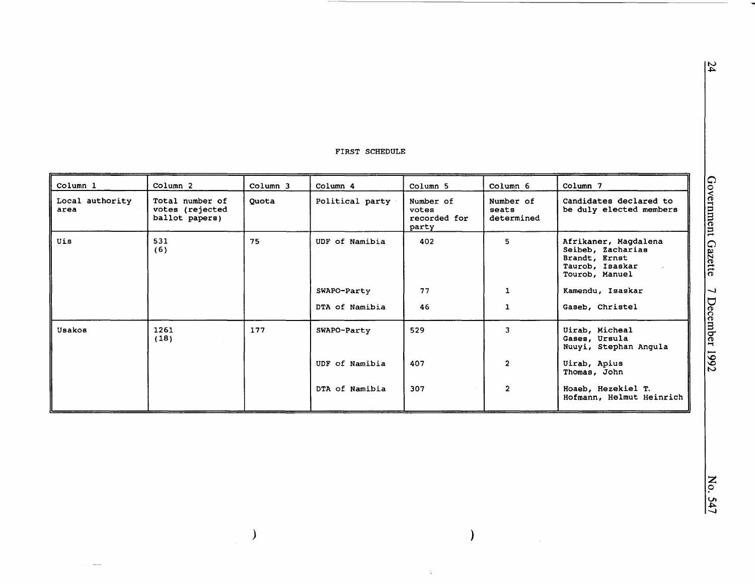FIRST SCHEDULE

| Column 1 | Column 2 | Column 3 | Column 4 | Column 5 | Column 6 | Column 7 |
|---|---|---|---|---|---|---|
| Local authority area | Total number of votes (rejected ballot papers) | Quota | Political party | Number of votes recorded for party | Number of seats determined | Candidates declared to be duly elected members |
| Uis | 531 (6) | 75 | UDF of Namibia | 402 | 5 | Afrikaner, Magdalena<br>Seibeb, Zacharias<br>Brandt, Ernst<br>Taurob, Isaskar<br>Tourob, Manuel |
| | | | SWAPO-Party | 77 | 1 | Kamendu, Isaskar |
| | | | DTA of Namibia | 46 | 1 | Gaseb, Christel |
| Usakos | 1261 (18) | 177 | SWAPO-Party | 529 | 3 | Uirab, Micheal<br>Gases, Ursula<br>Nuuyi, Stephan Angula |
| | | | UDF of Namibia | 407 | 2 | Uirab, Apius<br>Thomas, John |
| | | | DTA of Namibia | 307 | 2 | Hoaeb, Hezekiel T.<br>Hofmann, Helmut Heinrich |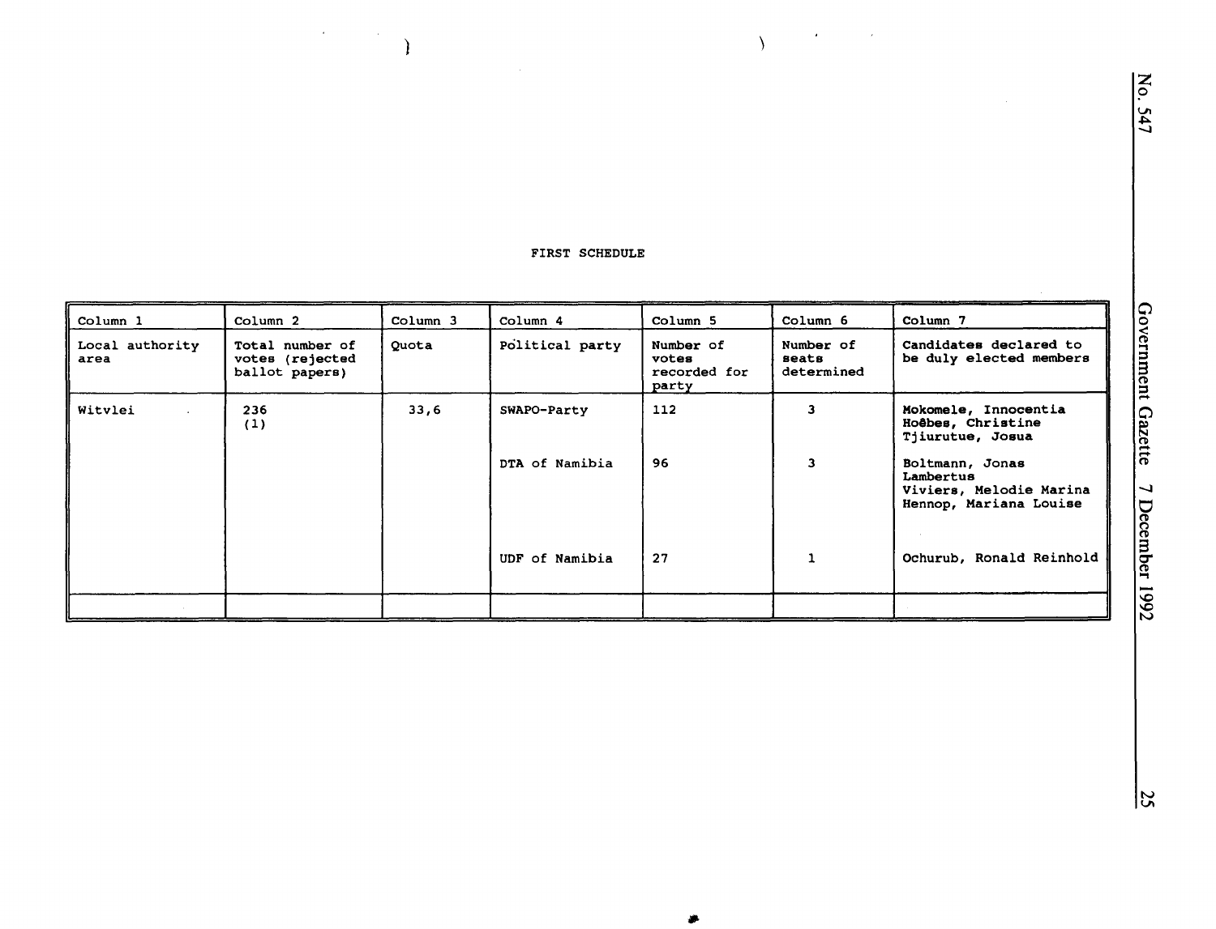FIRST SCHEDULE

| Column 1 | Column 2 | Column 3 | Column 4 | Column 5 | Column 6 | Column 7 |
|---|---|---|---|---|---|---|
| Local authority area | Total number of votes (rejected ballot papers) | Quota | Political party | Number of votes recorded for party | Number of seats determined | Candidates declared to be duly elected members |
| Witvlei | 236 (1) | 33,6 | SWAPO-Party | 112 | 3 | Mokomele, Innocentia<br>Hoëbes, Christine<br>Tjiurutue, Josua |
| | | | DTA of Namibia | 96 | 3 | Boltmann, Jonas Lambertus<br>Viviers, Melodie Marina<br>Hennop, Mariana Louise |
| | | | UDF of Namibia | 27 | 1 | Ochurub, Ronald Reinhold |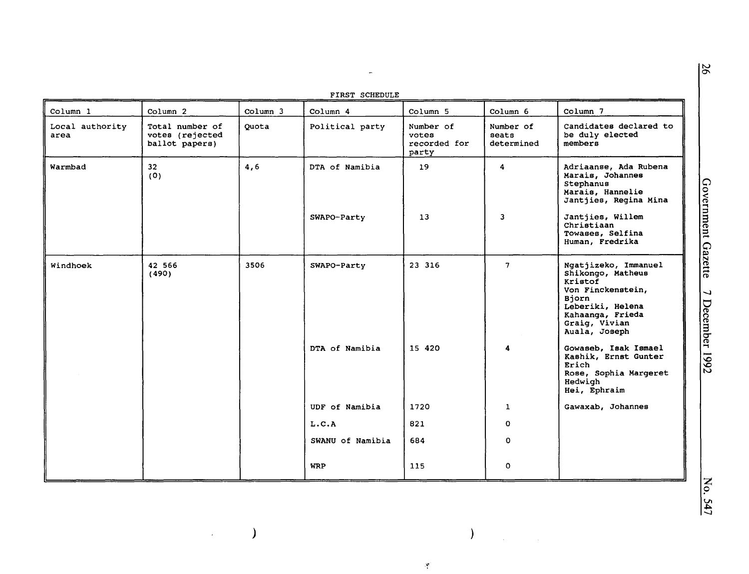FIRST SCHEDULE

| Column 1 | Column 2 | Column 3 | Column 4 | Column 5 | Column 6 | Column 7 |
|---|---|---|---|---|---|---|
| Local authority area | Total number of votes (rejected ballot papers) | Quota | Political party | Number of votes recorded for party | Number of seats determined | Candidates declared to be duly elected members |
| Warmbad | 32 (0) | 4,6 | DTA of Namibia | 19 | 4 | Adriaanse, Ada Rubena<br>Marais, Johannes Stephanus<br>Marais, Hannelie<br>Jantjies, Regina Mina |
| | | | SWAPO-Party | 13 | 3 | Jantjies, Willem Christiaan<br>Towases, Selfina<br>Human, Fredrika |
| Windhoek | 42 566 (490) | 3506 | SWAPO-Party | 23 316 | 7 | Ngatjizeko, Immanuel<br>Shikongo, Matheus Kristof<br>Von Finckenstein, Bjorn<br>Leberiki, Helena<br>Kahaanga, Frieda<br>Graig, Vivian<br>Auala, Joseph |
| | | | DTA of Namibia | 15 420 | 4 | Gowaseb, Isak Ismael<br>Kashik, Ernst Gunter Erich<br>Rose, Sophia Margeret Hedwigh<br>Hei, Ephraim |
| | | | UDF of Namibia | 1720 | 1 | Gawaxab, Johannes |
| | | | L.C.A | 821 | 0 | |
| | | | SWANU of Namibia | 684 | 0 | |
| | | | WRP | 115 | 0 | |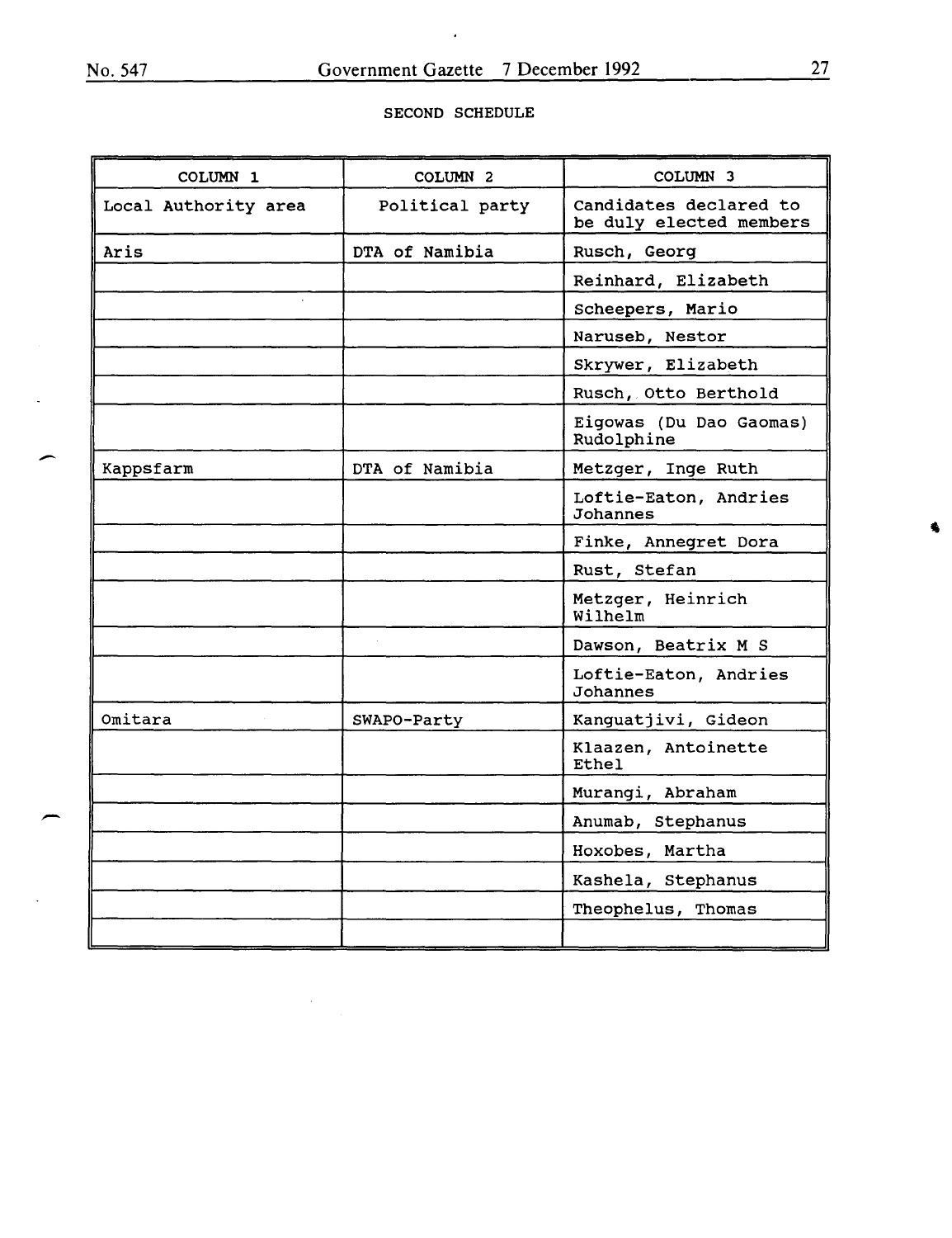SECOND SCHEDULE

| COLUMN 1 | COLUMN 2 | COLUMN 3 |
|---|---|---|
| Local Authority area | Political party | Candidates declared to be duly elected members |
| Aris | DTA of Namibia | Rusch, Georg |
| | | Reinhard, Elizabeth |
| | | Scheepers, Mario |
| | | Naruseb, Nestor |
| | | Skrywer, Elizabeth |
| | | Rusch, Otto Berthold |
| | | Eigowas (Du Dao Gaomas) Rudolphine |
| Kappsfarm | DTA of Namibia | Metzger, Inge Ruth |
| | | Loftie-Eaton, Andries Johannes |
| | | Finke, Annegret Dora |
| | | Rust, Stefan |
| | | Metzger, Heinrich Wilhelm |
| | | Dawson, Beatrix M S |
| | | Loftie-Eaton, Andries Johannes |
| Omitara | SWAPO-Party | Kanguatjivi, Gideon |
| | | Klaazen, Antoinette Ethel |
| | | Murangi, Abraham |
| | | Anumab, Stephanus |
| | | Hoxobes, Martha |
| | | Kashela, Stephanus |
| | | Theophelus, Thomas |
| | | |